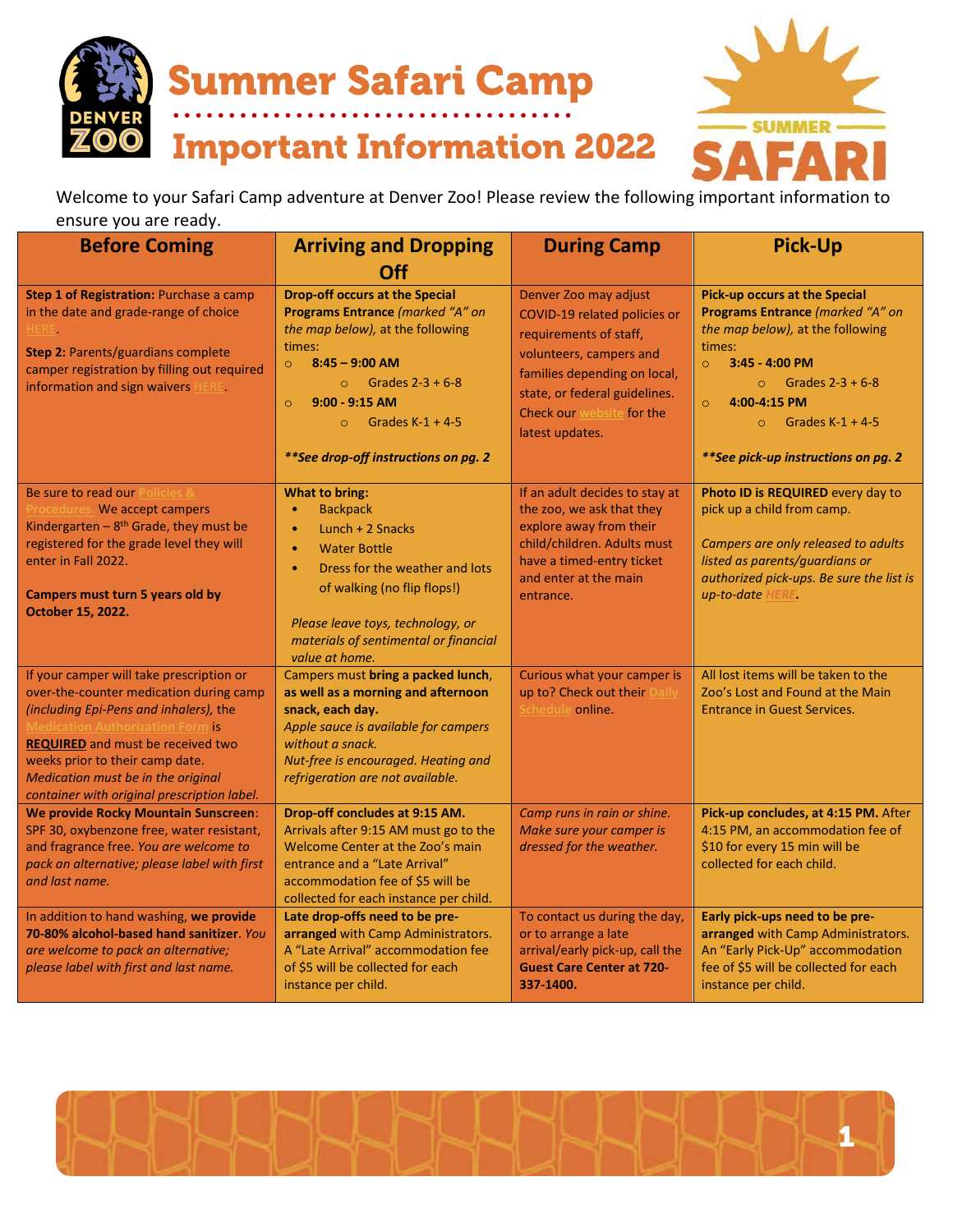# Summer Safari Camp

# Important Information 2022

Welcome to your Safari Camp adventure at Denver Zoo! Please review the following important information to ensure you are ready.

| Before Coming | Arriving and Dropping Off | During Camp | Pick-Up |
|---|---|---|---|
| **Step 1 of Registration:** Purchase a camp in the date and grade-range of choice HERE.<br>**Step 2:** Parents/guardians complete camper registration by filling out required information and sign waivers HERE. | **Drop-off occurs at the Special Programs Entrance** *(marked "A" on the map below),* at the following times:<br>○ **8:45 – 9:00 AM**<br>○ Grades 2-3 + 6-8<br>○ **9:00 - 9:15 AM**<br>○ Grades K-1 + 4-5<br>***See drop-off instructions on pg. 2** | Denver Zoo may adjust COVID-19 related policies or requirements of staff, volunteers, campers and families depending on local, state, or federal guidelines. Check our website for the latest updates. | **Pick-up occurs at the Special Programs Entrance** *(marked "A" on the map below),* at the following times:<br>○ **3:45 - 4:00 PM**<br>○ Grades 2-3 + 6-8<br>○ **4:00-4:15 PM**<br>○ Grades K-1 + 4-5<br>***See pick-up instructions on pg. 2** |
| Be sure to read our Policies & Procedures. We accept campers Kindergarten – 8th Grade, they must be registered for the grade level they will enter in Fall 2022.<br>**Campers must turn 5 years old by October 15, 2022.** | **What to bring:**<br>• Backpack<br>• Lunch + 2 Snacks<br>• Water Bottle<br>• Dress for the weather and lots of walking (no flip flops!)<br>*Please leave toys, technology, or materials of sentimental or financial value at home.* | If an adult decides to stay at the zoo, we ask that they explore away from their child/children. Adults must have a timed-entry ticket and enter at the main entrance. | **Photo ID is REQUIRED** every day to pick up a child from camp.<br>*Campers are only released to adults listed as parents/guardians or authorized pick-ups. Be sure the list is up-to-date HERE.* |
| If your camper will take prescription or over-the-counter medication during camp *(including Epi-Pens and inhalers),* the Medication Authorization Form is **REQUIRED** and must be received two weeks prior to their camp date. *Medication must be in the original container with original prescription label.* | Campers must **bring a packed lunch, as well as a morning and afternoon snack, each day.**<br>*Apple sauce is available for campers without a snack.*<br>*Nut-free is encouraged. Heating and refrigeration are not available.* | Curious what your camper is up to? Check out their Daily Schedule online. | All lost items will be taken to the Zoo's Lost and Found at the Main Entrance in Guest Services. |
| **We provide Rocky Mountain Sunscreen**: SPF 30, oxybenzone free, water resistant, and fragrance free. *You are welcome to pack an alternative; please label with first and last name.* | **Drop-off concludes at 9:15 AM.** Arrivals after 9:15 AM must go to the Welcome Center at the Zoo's main entrance and a "Late Arrival" accommodation fee of $5 will be collected for each instance per child. | *Camp runs in rain or shine. Make sure your camper is dressed for the weather.* | **Pick-up concludes, at 4:15 PM.** After 4:15 PM, an accommodation fee of $10 for every 15 min will be collected for each child. |
| In addition to hand washing, **we provide 70-80% alcohol-based hand sanitizer**. *You are welcome to pack an alternative; please label with first and last name.* | **Late drop-offs need to be pre-arranged** with Camp Administrators. A "Late Arrival" accommodation fee of $5 will be collected for each instance per child. | To contact us during the day, or to arrange a late arrival/early pick-up, call the **Guest Care Center at 720-337-1400.** | **Early pick-ups need to be pre-arranged** with Camp Administrators. An "Early Pick-Up" accommodation fee of $5 will be collected for each instance per child. |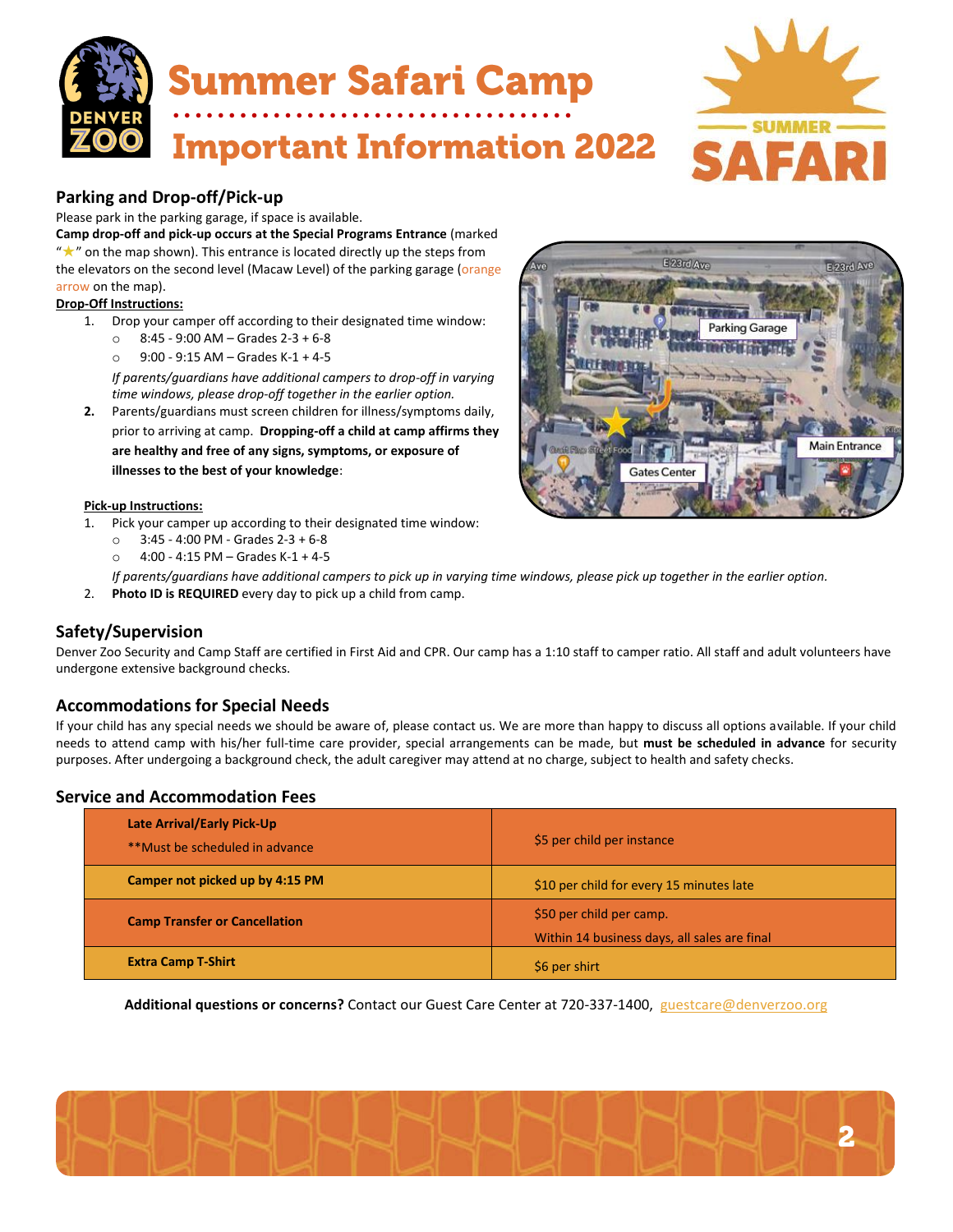# Summer Safari Camp

# Important Information 2022

SUMMER SAFARI

## Parking and Drop-off/Pick-up

Please park in the parking garage, if space is available.

**Camp drop-off and pick-up occurs at the Special Programs Entrance** (marked "★" on the map shown). This entrance is located directly up the steps from the elevators on the second level (Macaw Level) of the parking garage (orange arrow on the map).

E 23rd Ave
Parking Garage
Main Entrance
Gates Center

**Drop-Off Instructions:**

1. Drop your camper off according to their designated time window:
   - 8:45 - 9:00 AM – Grades 2-3 + 6-8
   - 9:00 - 9:15 AM – Grades K-1 + 4-5

   *If parents/guardians have additional campers to drop-off in varying time windows, please drop-off together in the earlier option.*
2. Parents/guardians must screen children for illness/symptoms daily, prior to arriving at camp. **Dropping-off a child at camp affirms they are healthy and free of any signs, symptoms, or exposure of illnesses to the best of your knowledge**:

**Pick-up Instructions:**

1. Pick your camper up according to their designated time window:
   - 3:45 - 4:00 PM - Grades 2-3 + 6-8
   - 4:00 - 4:15 PM – Grades K-1 + 4-5

   *If parents/guardians have additional campers to pick up in varying time windows, please pick up together in the earlier option.*
2. **Photo ID is REQUIRED** every day to pick up a child from camp.

## Safety/Supervision

Denver Zoo Security and Camp Staff are certified in First Aid and CPR. Our camp has a 1:10 staff to camper ratio. All staff and adult volunteers have undergone extensive background checks.

## Accommodations for Special Needs

If your child has any special needs we should be aware of, please contact us. We are more than happy to discuss all options available. If your child needs to attend camp with his/her full-time care provider, special arrangements can be made, but **must be scheduled in advance** for security purposes. After undergoing a background check, the adult caregiver may attend at no charge, subject to health and safety checks.

## Service and Accommodation Fees

| | |
|---|---|
| **Late Arrival/Early Pick-Up** **Must be scheduled in advance | $5 per child per instance |
| **Camper not picked up by 4:15 PM** | $10 per child for every 15 minutes late |
| **Camp Transfer or Cancellation** | $50 per child per camp. Within 14 business days, all sales are final |
| **Extra Camp T-Shirt** | $6 per shirt |

**Additional questions or concerns?** Contact our Guest Care Center at 720-337-1400, guestcare@denverzoo.org